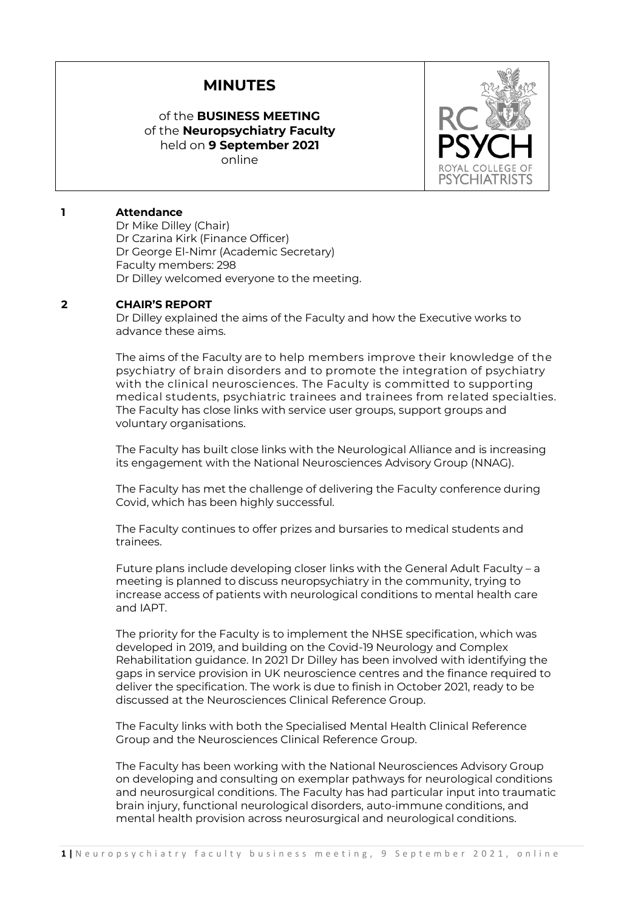# MINUTES

of the **BUSINESS MEETING**
of the **Neuropsychiatry Faculty**
held on **9 September 2021**
online

## 1 Attendance

Dr Mike Dilley (Chair)
Dr Czarina Kirk (Finance Officer)
Dr George El-Nimr (Academic Secretary)
Faculty members: 298
Dr Dilley welcomed everyone to the meeting.

## 2 CHAIR'S REPORT

Dr Dilley explained the aims of the Faculty and how the Executive works to advance these aims.

The aims of the Faculty are to help members improve their knowledge of the psychiatry of brain disorders and to promote the integration of psychiatry with the clinical neurosciences. The Faculty is committed to supporting medical students, psychiatric trainees and trainees from related specialties. The Faculty has close links with service user groups, support groups and voluntary organisations.

The Faculty has built close links with the Neurological Alliance and is increasing its engagement with the National Neurosciences Advisory Group (NNAG).

The Faculty has met the challenge of delivering the Faculty conference during Covid, which has been highly successful.

The Faculty continues to offer prizes and bursaries to medical students and trainees.

Future plans include developing closer links with the General Adult Faculty – a meeting is planned to discuss neuropsychiatry in the community, trying to increase access of patients with neurological conditions to mental health care and IAPT.

The priority for the Faculty is to implement the NHSE specification, which was developed in 2019, and building on the Covid-19 Neurology and Complex Rehabilitation guidance. In 2021 Dr Dilley has been involved with identifying the gaps in service provision in UK neuroscience centres and the finance required to deliver the specification. The work is due to finish in October 2021, ready to be discussed at the Neurosciences Clinical Reference Group.

The Faculty links with both the Specialised Mental Health Clinical Reference Group and the Neurosciences Clinical Reference Group.

The Faculty has been working with the National Neurosciences Advisory Group on developing and consulting on exemplar pathways for neurological conditions and neurosurgical conditions. The Faculty has had particular input into traumatic brain injury, functional neurological disorders, auto-immune conditions, and mental health provision across neurosurgical and neurological conditions.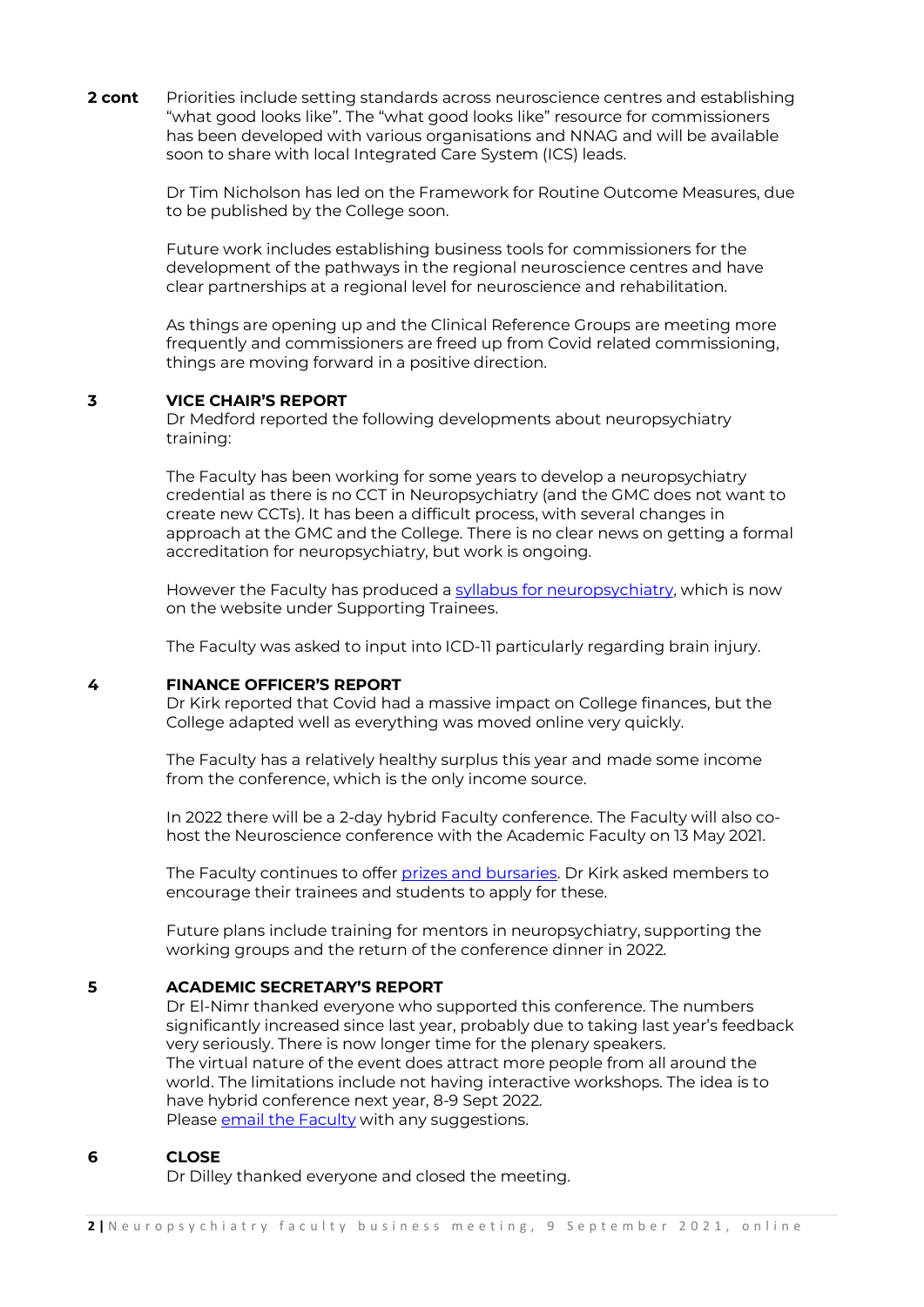**2 cont** Priorities include setting standards across neuroscience centres and establishing "what good looks like". The "what good looks like" resource for commissioners has been developed with various organisations and NNAG and will be available soon to share with local Integrated Care System (ICS) leads.

Dr Tim Nicholson has led on the Framework for Routine Outcome Measures, due to be published by the College soon.

Future work includes establishing business tools for commissioners for the development of the pathways in the regional neuroscience centres and have clear partnerships at a regional level for neuroscience and rehabilitation.

As things are opening up and the Clinical Reference Groups are meeting more frequently and commissioners are freed up from Covid related commissioning, things are moving forward in a positive direction.

## 3 VICE CHAIR'S REPORT

Dr Medford reported the following developments about neuropsychiatry training:

The Faculty has been working for some years to develop a neuropsychiatry credential as there is no CCT in Neuropsychiatry (and the GMC does not want to create new CCTs). It has been a difficult process, with several changes in approach at the GMC and the College. There is no clear news on getting a formal accreditation for neuropsychiatry, but work is ongoing.

However the Faculty has produced a syllabus for neuropsychiatry, which is now on the website under Supporting Trainees.

The Faculty was asked to input into ICD-11 particularly regarding brain injury.

## 4 FINANCE OFFICER'S REPORT

Dr Kirk reported that Covid had a massive impact on College finances, but the College adapted well as everything was moved online very quickly.

The Faculty has a relatively healthy surplus this year and made some income from the conference, which is the only income source.

In 2022 there will be a 2-day hybrid Faculty conference. The Faculty will also co-host the Neuroscience conference with the Academic Faculty on 13 May 2021.

The Faculty continues to offer prizes and bursaries. Dr Kirk asked members to encourage their trainees and students to apply for these.

Future plans include training for mentors in neuropsychiatry, supporting the working groups and the return of the conference dinner in 2022.

## 5 ACADEMIC SECRETARY'S REPORT

Dr El-Nimr thanked everyone who supported this conference. The numbers significantly increased since last year, probably due to taking last year's feedback very seriously. There is now longer time for the plenary speakers.
The virtual nature of the event does attract more people from all around the world. The limitations include not having interactive workshops. The idea is to have hybrid conference next year, 8-9 Sept 2022.
Please email the Faculty with any suggestions.

## 6 CLOSE

Dr Dilley thanked everyone and closed the meeting.